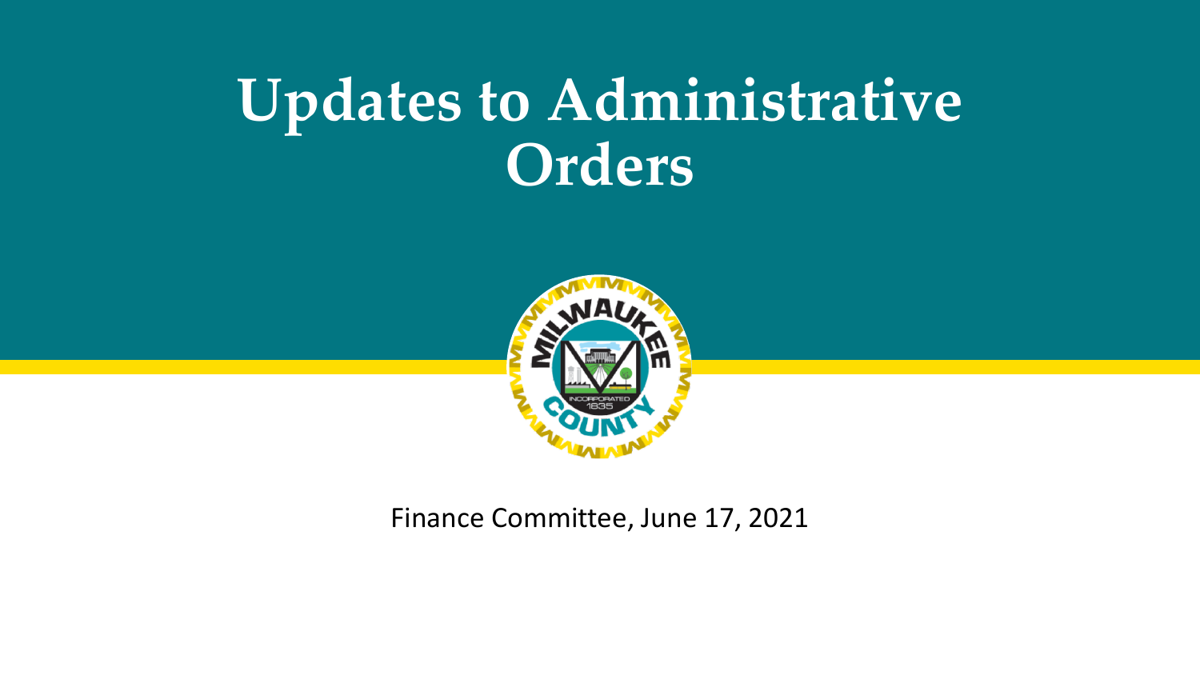# Updates to Administrative Orders

Finance Committee, June 17, 2021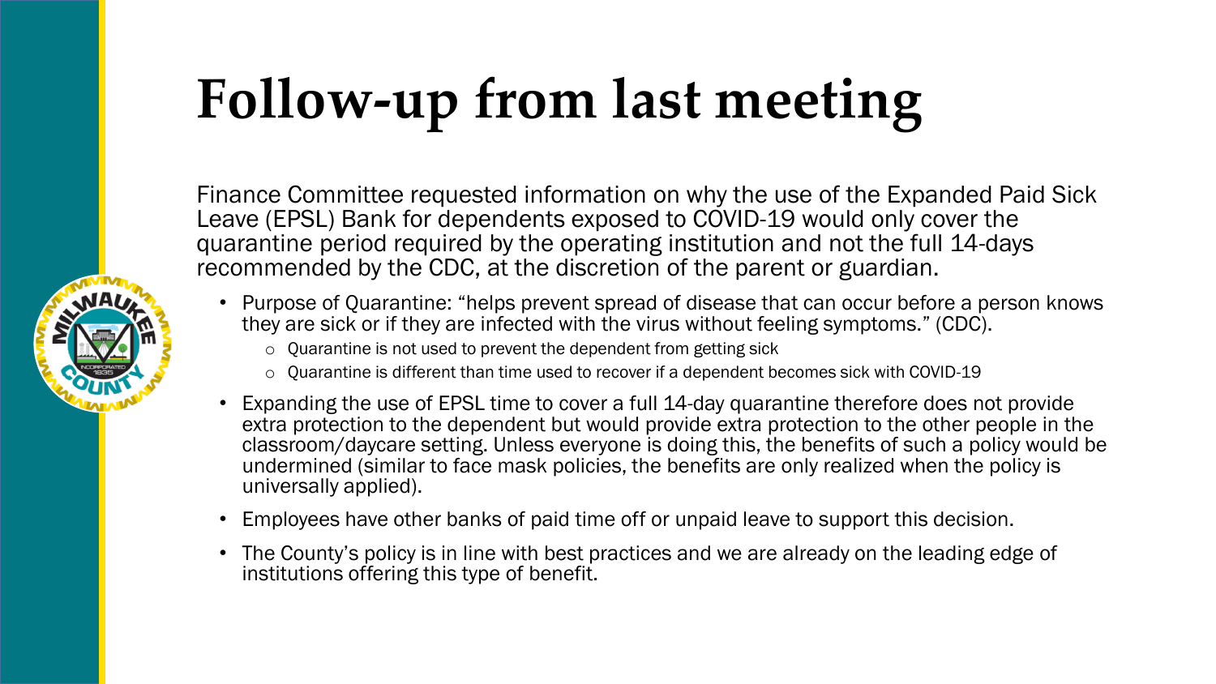# Follow-up from last meeting

Finance Committee requested information on why the use of the Expanded Paid Sick Leave (EPSL) Bank for dependents exposed to COVID-19 would only cover the quarantine period required by the operating institution and not the full 14-days recommended by the CDC, at the discretion of the parent or guardian.

- Purpose of Quarantine: "helps prevent spread of disease that can occur before a person knows they are sick or if they are infected with the virus without feeling symptoms." (CDC).
  - Quarantine is not used to prevent the dependent from getting sick
  - Quarantine is different than time used to recover if a dependent becomes sick with COVID-19
- Expanding the use of EPSL time to cover a full 14-day quarantine therefore does not provide extra protection to the dependent but would provide extra protection to the other people in the classroom/daycare setting. Unless everyone is doing this, the benefits of such a policy would be undermined (similar to face mask policies, the benefits are only realized when the policy is universally applied).
- Employees have other banks of paid time off or unpaid leave to support this decision.
- The County's policy is in line with best practices and we are already on the leading edge of institutions offering this type of benefit.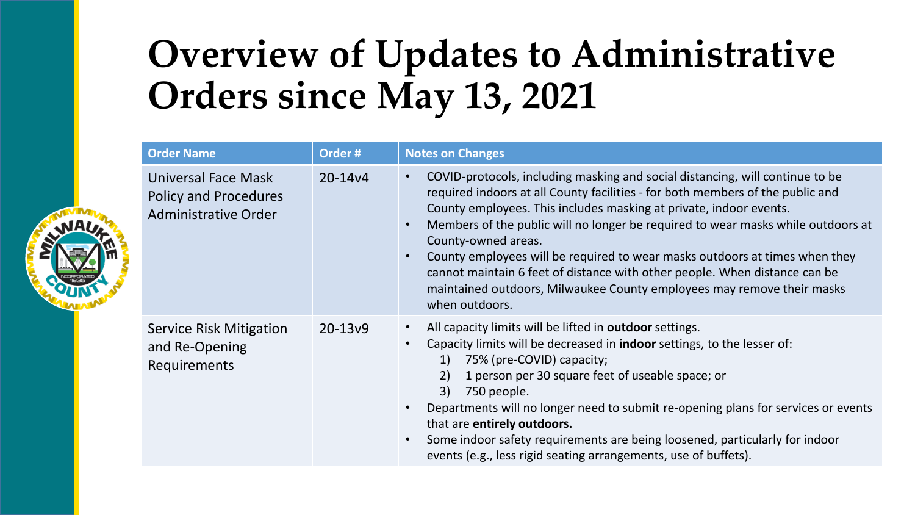# Overview of Updates to Administrative Orders since May 13, 2021

| Order Name | Order # | Notes on Changes |
| --- | --- | --- |
| Universal Face Mask Policy and Procedures Administrative Order | 20-14v4 | • COVID-protocols, including masking and social distancing, will continue to be required indoors at all County facilities - for both members of the public and County employees. This includes masking at private, indoor events.<br>• Members of the public will no longer be required to wear masks while outdoors at County-owned areas.<br>• County employees will be required to wear masks outdoors at times when they cannot maintain 6 feet of distance with other people. When distance can be maintained outdoors, Milwaukee County employees may remove their masks when outdoors. |
| Service Risk Mitigation and Re-Opening Requirements | 20-13v9 | • All capacity limits will be lifted in **outdoor** settings.<br>• Capacity limits will be decreased in **indoor** settings, to the lesser of:<br>1) 75% (pre-COVID) capacity;<br>2) 1 person per 30 square feet of useable space; or<br>3) 750 people.<br>• Departments will no longer need to submit re-opening plans for services or events that are **entirely outdoors.**<br>• Some indoor safety requirements are being loosened, particularly for indoor events (e.g., less rigid seating arrangements, use of buffets). |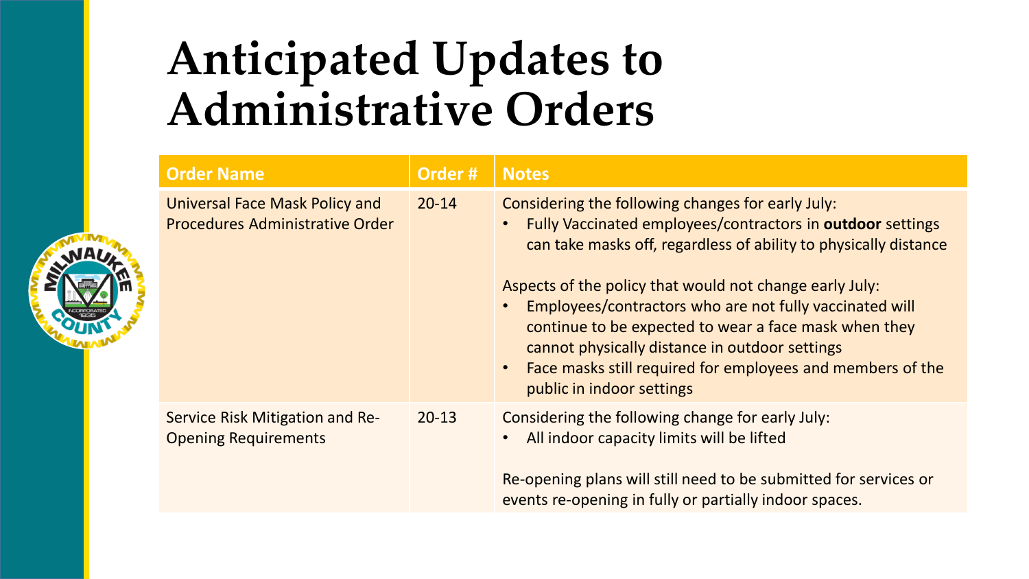# Anticipated Updates to Administrative Orders

| Order Name | Order # | Notes |
|---|---|---|
| Universal Face Mask Policy and Procedures Administrative Order | 20-14 | Considering the following changes for early July:<br>• Fully Vaccinated employees/contractors in **outdoor** settings can take masks off, regardless of ability to physically distance<br><br>Aspects of the policy that would not change early July:<br>• Employees/contractors who are not fully vaccinated will continue to be expected to wear a face mask when they cannot physically distance in outdoor settings<br>• Face masks still required for employees and members of the public in indoor settings |
| Service Risk Mitigation and Re-Opening Requirements | 20-13 | Considering the following change for early July:<br>• All indoor capacity limits will be lifted<br><br>Re-opening plans will still need to be submitted for services or events re-opening in fully or partially indoor spaces. |